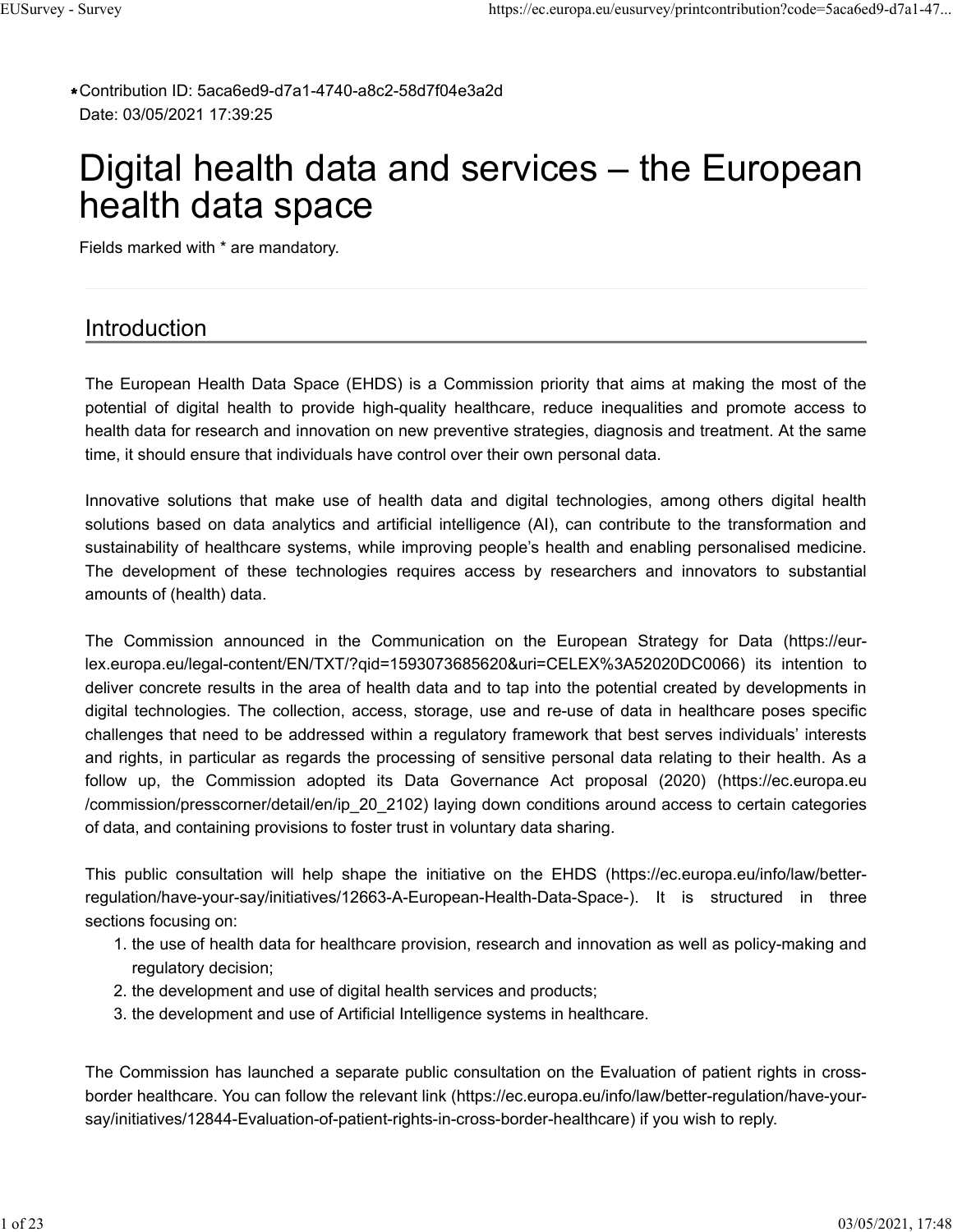*Contribution ID: 5aca6ed9-d7a1-4740-a8c2-58d7f04e3a2d
Date: 03/05/2021 17:39:25

# Digital health data and services – the European health data space

Fields marked with * are mandatory.

## Introduction

The European Health Data Space (EHDS) is a Commission priority that aims at making the most of the potential of digital health to provide high-quality healthcare, reduce inequalities and promote access to health data for research and innovation on new preventive strategies, diagnosis and treatment. At the same time, it should ensure that individuals have control over their own personal data.

Innovative solutions that make use of health data and digital technologies, among others digital health solutions based on data analytics and artificial intelligence (AI), can contribute to the transformation and sustainability of healthcare systems, while improving people's health and enabling personalised medicine. The development of these technologies requires access by researchers and innovators to substantial amounts of (health) data.

The Commission announced in the Communication on the European Strategy for Data (https://eur-lex.europa.eu/legal-content/EN/TXT/?qid=1593073685620&uri=CELEX%3A52020DC0066) its intention to deliver concrete results in the area of health data and to tap into the potential created by developments in digital technologies. The collection, access, storage, use and re-use of data in healthcare poses specific challenges that need to be addressed within a regulatory framework that best serves individuals' interests and rights, in particular as regards the processing of sensitive personal data relating to their health. As a follow up, the Commission adopted its Data Governance Act proposal (2020) (https://ec.europa.eu/commission/presscorner/detail/en/ip_20_2102) laying down conditions around access to certain categories of data, and containing provisions to foster trust in voluntary data sharing.

This public consultation will help shape the initiative on the EHDS (https://ec.europa.eu/info/law/better-regulation/have-your-say/initiatives/12663-A-European-Health-Data-Space-). It is structured in three sections focusing on:

1. the use of health data for healthcare provision, research and innovation as well as policy-making and regulatory decision;
2. the development and use of digital health services and products;
3. the development and use of Artificial Intelligence systems in healthcare.

The Commission has launched a separate public consultation on the Evaluation of patient rights in cross-border healthcare. You can follow the relevant link (https://ec.europa.eu/info/law/better-regulation/have-your-say/initiatives/12844-Evaluation-of-patient-rights-in-cross-border-healthcare) if you wish to reply.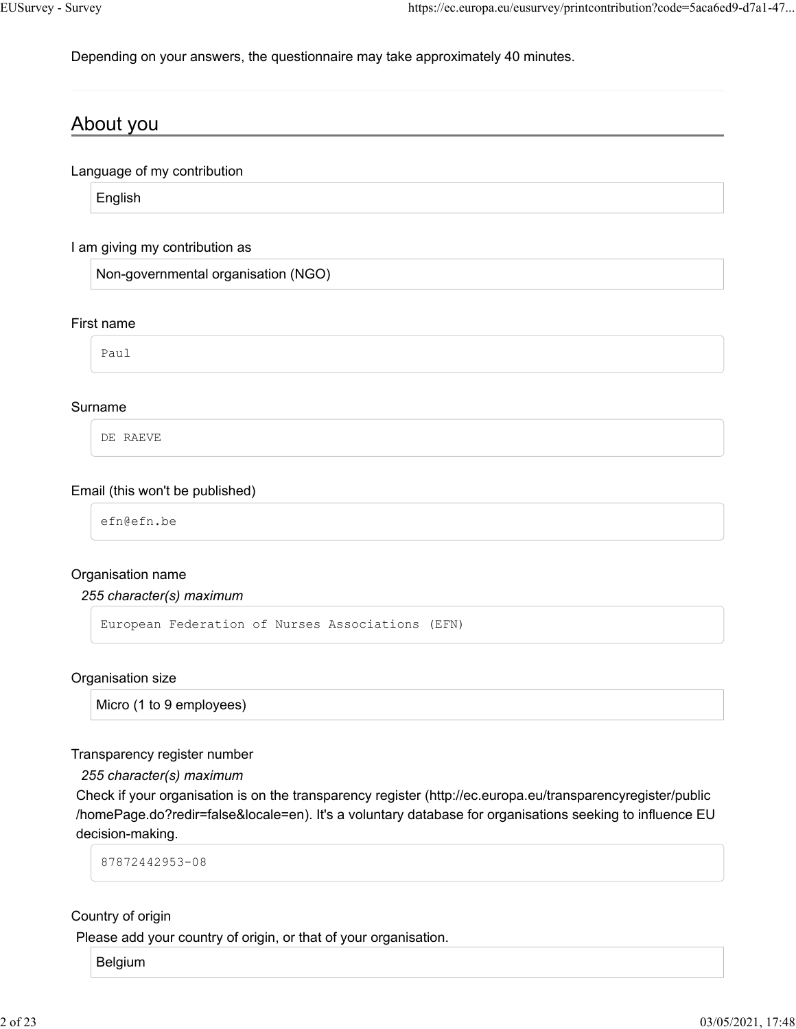Depending on your answers, the questionnaire may take approximately 40 minutes.

## About you

Language of my contribution

English

I am giving my contribution as

Non-governmental organisation (NGO)

First name

Paul

Surname

DE RAEVE

Email (this won't be published)

efn@efn.be

Organisation name

*255 character(s) maximum*

European Federation of Nurses Associations (EFN)

Organisation size

Micro (1 to 9 employees)

Transparency register number

*255 character(s) maximum*

Check if your organisation is on the transparency register (http://ec.europa.eu/transparencyregister/public/homePage.do?redir=false&locale=en). It's a voluntary database for organisations seeking to influence EU decision-making.

87872442953-08

Country of origin

Please add your country of origin, or that of your organisation.

Belgium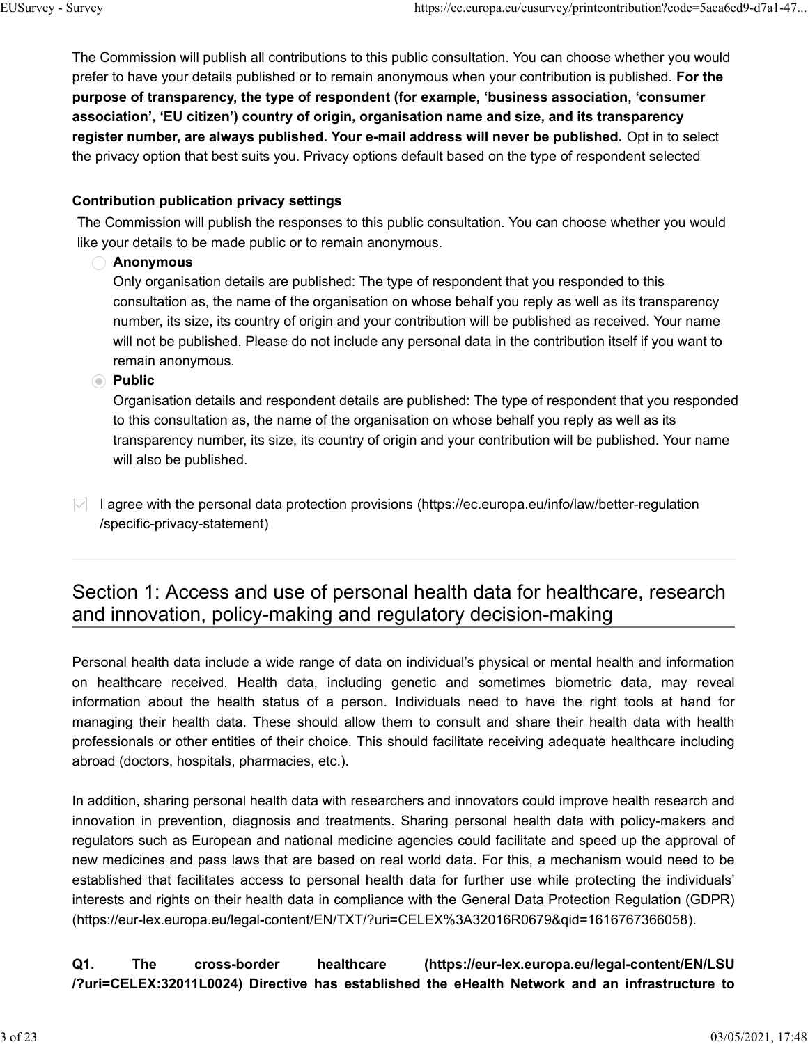The Commission will publish all contributions to this public consultation. You can choose whether you would prefer to have your details published or to remain anonymous when your contribution is published. **For the purpose of transparency, the type of respondent (for example, 'business association, 'consumer association', 'EU citizen') country of origin, organisation name and size, and its transparency register number, are always published. Your e-mail address will never be published.** Opt in to select the privacy option that best suits you. Privacy options default based on the type of respondent selected

**Contribution publication privacy settings**

The Commission will publish the responses to this public consultation. You can choose whether you would like your details to be made public or to remain anonymous.

- ○ **Anonymous**
  Only organisation details are published: The type of respondent that you responded to this consultation as, the name of the organisation on whose behalf you reply as well as its transparency number, its size, its country of origin and your contribution will be published as received. Your name will not be published. Please do not include any personal data in the contribution itself if you want to remain anonymous.
- ◉ **Public**
  Organisation details and respondent details are published: The type of respondent that you responded to this consultation as, the name of the organisation on whose behalf you reply as well as its transparency number, its size, its country of origin and your contribution will be published. Your name will also be published.

☑ I agree with the personal data protection provisions (https://ec.europa.eu/info/law/better-regulation/specific-privacy-statement)

## Section 1: Access and use of personal health data for healthcare, research and innovation, policy-making and regulatory decision-making

Personal health data include a wide range of data on individual's physical or mental health and information on healthcare received. Health data, including genetic and sometimes biometric data, may reveal information about the health status of a person. Individuals need to have the right tools at hand for managing their health data. These should allow them to consult and share their health data with health professionals or other entities of their choice. This should facilitate receiving adequate healthcare including abroad (doctors, hospitals, pharmacies, etc.).

In addition, sharing personal health data with researchers and innovators could improve health research and innovation in prevention, diagnosis and treatments. Sharing personal health data with policy-makers and regulators such as European and national medicine agencies could facilitate and speed up the approval of new medicines and pass laws that are based on real world data. For this, a mechanism would need to be established that facilitates access to personal health data for further use while protecting the individuals' interests and rights on their health data in compliance with the General Data Protection Regulation (GDPR) (https://eur-lex.europa.eu/legal-content/EN/TXT/?uri=CELEX%3A32016R0679&qid=1616767366058).

**Q1. The cross-border healthcare (https://eur-lex.europa.eu/legal-content/EN/LSU/?uri=CELEX:32011L0024) Directive has established the eHealth Network and an infrastructure to**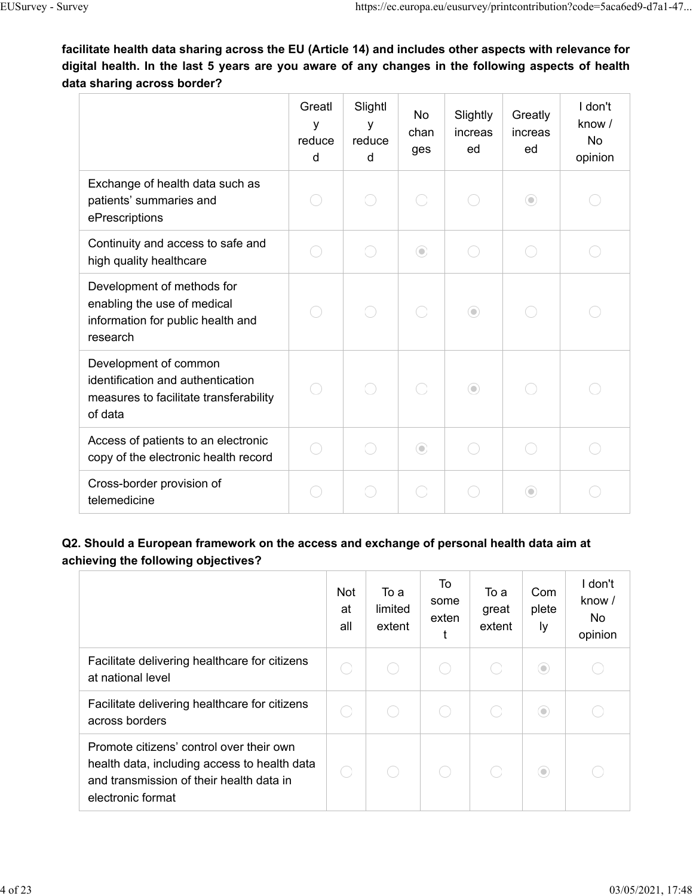**facilitate health data sharing across the EU (Article 14) and includes other aspects with relevance for digital health. In the last 5 years are you aware of any changes in the following aspects of health data sharing across border?**

| | Greatly reduced | Slightly reduced | No changes | Slightly increased | Greatly increased | I don't know / No opinion |
|---|---|---|---|---|---|---|
| Exchange of health data such as patients' summaries and ePrescriptions | | | | | ◉ | |
| Continuity and access to safe and high quality healthcare | | | ◉ | | | |
| Development of methods for enabling the use of medical information for public health and research | | | | ◉ | | |
| Development of common identification and authentication measures to facilitate transferability of data | | | | ◉ | | |
| Access of patients to an electronic copy of the electronic health record | | | ◉ | | | |
| Cross-border provision of telemedicine | | | | | ◉ | |

**Q2. Should a European framework on the access and exchange of personal health data aim at achieving the following objectives?**

| | Not at all | To a limited extent | To some extent | To a great extent | Completely | I don't know / No opinion |
|---|---|---|---|---|---|---|
| Facilitate delivering healthcare for citizens at national level | | | | | ◉ | |
| Facilitate delivering healthcare for citizens across borders | | | | | ◉ | |
| Promote citizens' control over their own health data, including access to health data and transmission of their health data in electronic format | | | | | ◉ | |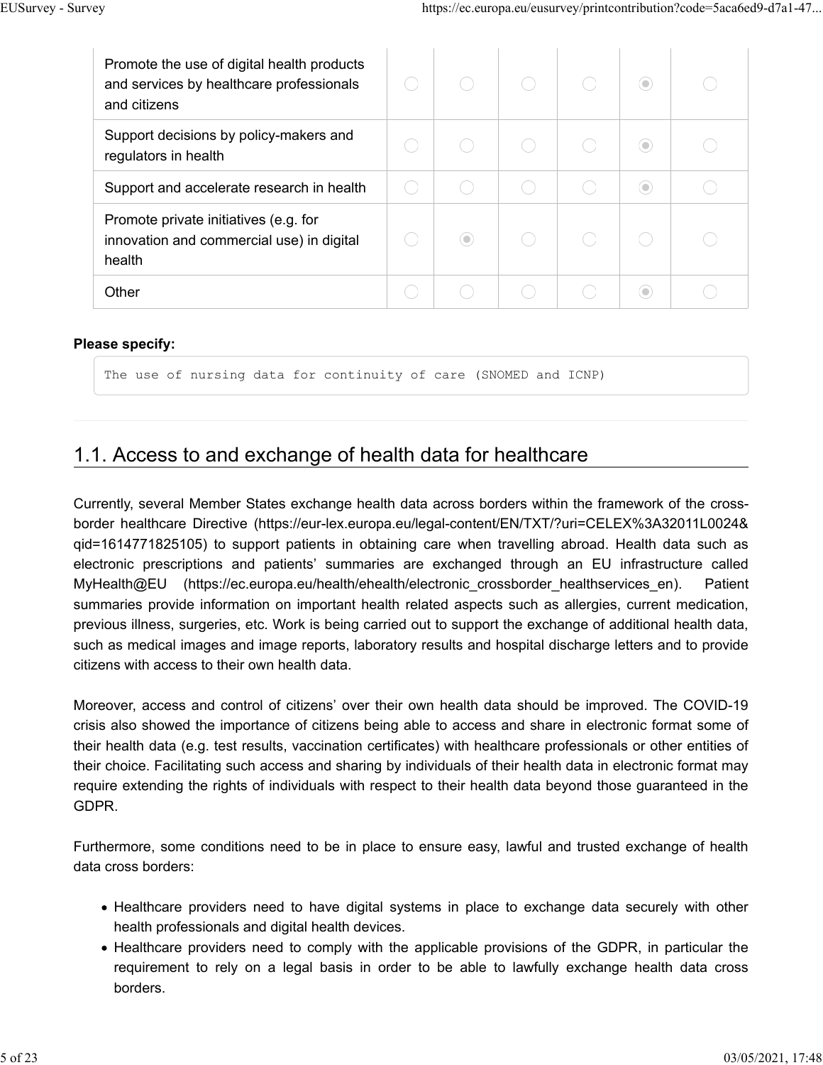| | | | | | | |
|---|---|---|---|---|---|---|
| Promote the use of digital health products and services by healthcare professionals and citizens | | | | | ◉ | |
| Support decisions by policy-makers and regulators in health | | | | | ◉ | |
| Support and accelerate research in health | | | | | ◉ | |
| Promote private initiatives (e.g. for innovation and commercial use) in digital health | | ◉ | | | | |
| Other | | | | | ◉ | |

**Please specify:**

```
The use of nursing data for continuity of care (SNOMED and ICNP)
```

## 1.1. Access to and exchange of health data for healthcare

Currently, several Member States exchange health data across borders within the framework of the cross-border healthcare Directive (https://eur-lex.europa.eu/legal-content/EN/TXT/?uri=CELEX%3A32011L0024&qid=1614771825105) to support patients in obtaining care when travelling abroad. Health data such as electronic prescriptions and patients' summaries are exchanged through an EU infrastructure called MyHealth@EU (https://ec.europa.eu/health/ehealth/electronic_crossborder_healthservices_en). Patient summaries provide information on important health related aspects such as allergies, current medication, previous illness, surgeries, etc. Work is being carried out to support the exchange of additional health data, such as medical images and image reports, laboratory results and hospital discharge letters and to provide citizens with access to their own health data.

Moreover, access and control of citizens' over their own health data should be improved. The COVID-19 crisis also showed the importance of citizens being able to access and share in electronic format some of their health data (e.g. test results, vaccination certificates) with healthcare professionals or other entities of their choice. Facilitating such access and sharing by individuals of their health data in electronic format may require extending the rights of individuals with respect to their health data beyond those guaranteed in the GDPR.

Furthermore, some conditions need to be in place to ensure easy, lawful and trusted exchange of health data cross borders:

- Healthcare providers need to have digital systems in place to exchange data securely with other health professionals and digital health devices.
- Healthcare providers need to comply with the applicable provisions of the GDPR, in particular the requirement to rely on a legal basis in order to be able to lawfully exchange health data cross borders.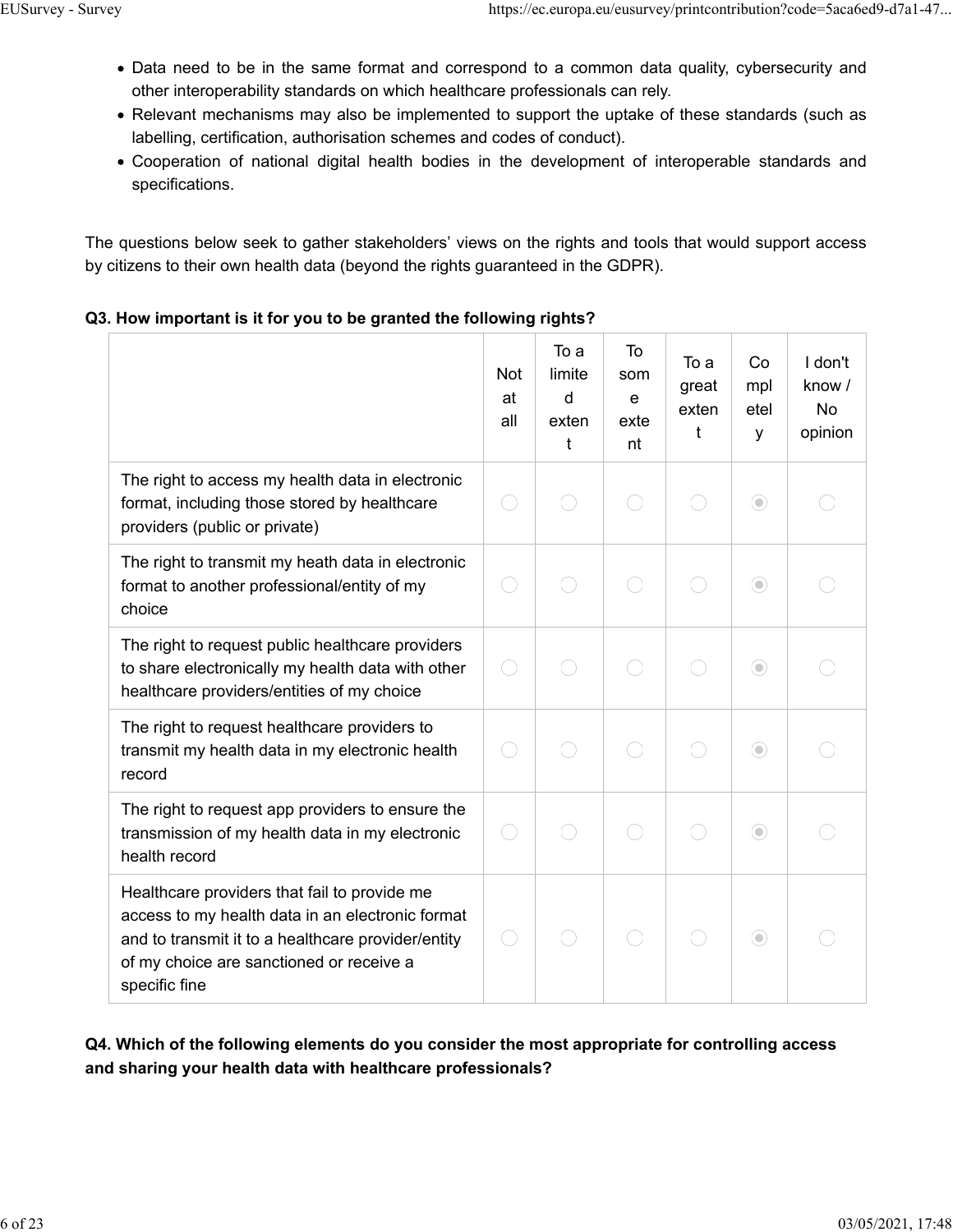- Data need to be in the same format and correspond to a common data quality, cybersecurity and other interoperability standards on which healthcare professionals can rely.
- Relevant mechanisms may also be implemented to support the uptake of these standards (such as labelling, certification, authorisation schemes and codes of conduct).
- Cooperation of national digital health bodies in the development of interoperable standards and specifications.

The questions below seek to gather stakeholders' views on the rights and tools that would support access by citizens to their own health data (beyond the rights guaranteed in the GDPR).

**Q3. How important is it for you to be granted the following rights?**

| | Not at all | To a limited extent | To some extent | To a great extent | Completely | I don't know / No opinion |
|---|---|---|---|---|---|---|
| The right to access my health data in electronic format, including those stored by healthcare providers (public or private) | ○ | ○ | ○ | ○ | ◉ | ○ |
| The right to transmit my heath data in electronic format to another professional/entity of my choice | ○ | ○ | ○ | ○ | ◉ | ○ |
| The right to request public healthcare providers to share electronically my health data with other healthcare providers/entities of my choice | ○ | ○ | ○ | ○ | ◉ | ○ |
| The right to request healthcare providers to transmit my health data in my electronic health record | ○ | ○ | ○ | ○ | ◉ | ○ |
| The right to request app providers to ensure the transmission of my health data in my electronic health record | ○ | ○ | ○ | ○ | ◉ | ○ |
| Healthcare providers that fail to provide me access to my health data in an electronic format and to transmit it to a healthcare provider/entity of my choice are sanctioned or receive a specific fine | ○ | ○ | ○ | ○ | ◉ | ○ |

**Q4. Which of the following elements do you consider the most appropriate for controlling access and sharing your health data with healthcare professionals?**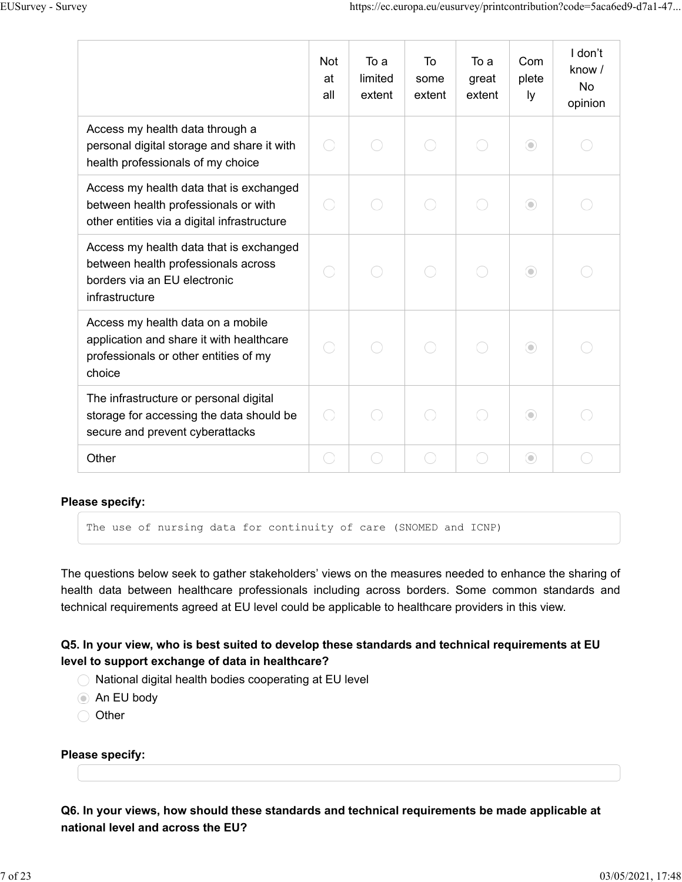| | Not at all | To a limited extent | To some extent | To a great extent | Completely | I don't know / No opinion |
|---|---|---|---|---|---|---|
| Access my health data through a personal digital storage and share it with health professionals of my choice | | | | | X | |
| Access my health data that is exchanged between health professionals or with other entities via a digital infrastructure | | | | | X | |
| Access my health data that is exchanged between health professionals across borders via an EU electronic infrastructure | | | | | X | |
| Access my health data on a mobile application and share it with healthcare professionals or other entities of my choice | | | | | X | |
| The infrastructure or personal digital storage for accessing the data should be secure and prevent cyberattacks | | | | | X | |
| Other | | | | | X | |

**Please specify:**

```
The use of nursing data for continuity of care (SNOMED and ICNP)
```

The questions below seek to gather stakeholders' views on the measures needed to enhance the sharing of health data between healthcare professionals including across borders. Some common standards and technical requirements agreed at EU level could be applicable to healthcare providers in this view.

**Q5. In your view, who is best suited to develop these standards and technical requirements at EU level to support exchange of data in healthcare?**

- ○ National digital health bodies cooperating at EU level
- ◉ An EU body
- ○ Other

**Please specify:**

**Q6. In your views, how should these standards and technical requirements be made applicable at national level and across the EU?**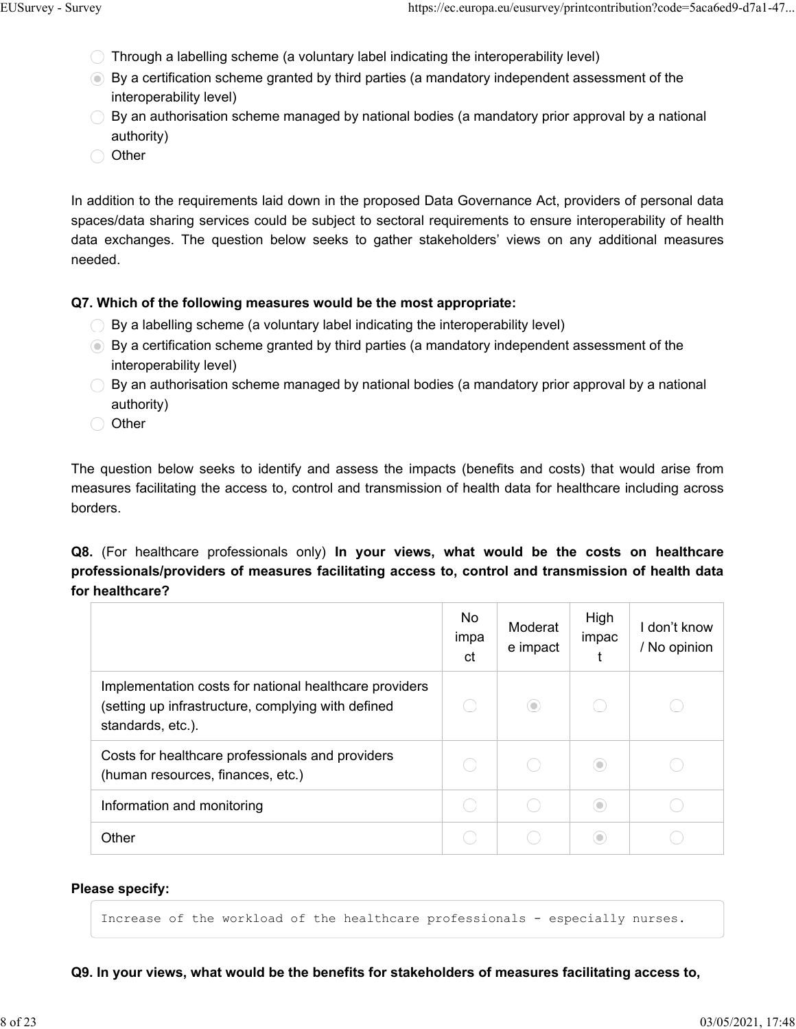- ◯ Through a labelling scheme (a voluntary label indicating the interoperability level)
- ◉ By a certification scheme granted by third parties (a mandatory independent assessment of the interoperability level)
- ◯ By an authorisation scheme managed by national bodies (a mandatory prior approval by a national authority)
- ◯ Other

In addition to the requirements laid down in the proposed Data Governance Act, providers of personal data spaces/data sharing services could be subject to sectoral requirements to ensure interoperability of health data exchanges. The question below seeks to gather stakeholders' views on any additional measures needed.

**Q7. Which of the following measures would be the most appropriate:**

- ◯ By a labelling scheme (a voluntary label indicating the interoperability level)
- ◉ By a certification scheme granted by third parties (a mandatory independent assessment of the interoperability level)
- ◯ By an authorisation scheme managed by national bodies (a mandatory prior approval by a national authority)
- ◯ Other

The question below seeks to identify and assess the impacts (benefits and costs) that would arise from measures facilitating the access to, control and transmission of health data for healthcare including across borders.

**Q8.** (For healthcare professionals only) **In your views, what would be the costs on healthcare professionals/providers of measures facilitating access to, control and transmission of health data for healthcare?**

| | No impact | Moderate impact | High impact | I don't know / No opinion |
|---|---|---|---|---|
| Implementation costs for national healthcare providers (setting up infrastructure, complying with defined standards, etc.). | ◯ | ◉ | ◯ | ◯ |
| Costs for healthcare professionals and providers (human resources, finances, etc.) | ◯ | ◯ | ◉ | ◯ |
| Information and monitoring | ◯ | ◯ | ◉ | ◯ |
| Other | ◯ | ◯ | ◉ | ◯ |

**Please specify:**

```
Increase of the workload of the healthcare professionals - especially nurses.
```

**Q9. In your views, what would be the benefits for stakeholders of measures facilitating access to,**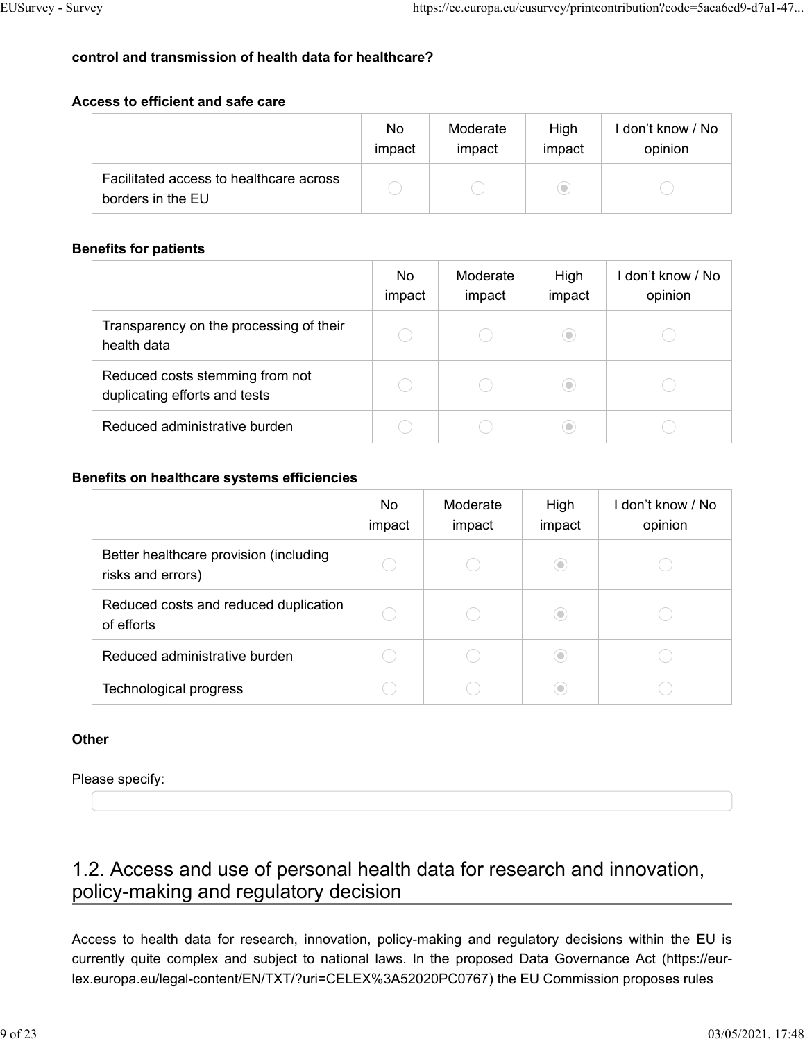**control and transmission of health data for healthcare?**

**Access to efficient and safe care**

| | No impact | Moderate impact | High impact | I don't know / No opinion |
|---|---|---|---|---|
| Facilitated access to healthcare across borders in the EU | | | ◉ | |

**Benefits for patients**

| | No impact | Moderate impact | High impact | I don't know / No opinion |
|---|---|---|---|---|
| Transparency on the processing of their health data | | | ◉ | |
| Reduced costs stemming from not duplicating efforts and tests | | | ◉ | |
| Reduced administrative burden | | | ◉ | |

**Benefits on healthcare systems efficiencies**

| | No impact | Moderate impact | High impact | I don't know / No opinion |
|---|---|---|---|---|
| Better healthcare provision (including risks and errors) | | | ◉ | |
| Reduced costs and reduced duplication of efforts | | | ◉ | |
| Reduced administrative burden | | | ◉ | |
| Technological progress | | | ◉ | |

**Other**

Please specify:

## 1.2. Access and use of personal health data for research and innovation, policy-making and regulatory decision

Access to health data for research, innovation, policy-making and regulatory decisions within the EU is currently quite complex and subject to national laws. In the proposed Data Governance Act (https://eur-lex.europa.eu/legal-content/EN/TXT/?uri=CELEX%3A52020PC0767) the EU Commission proposes rules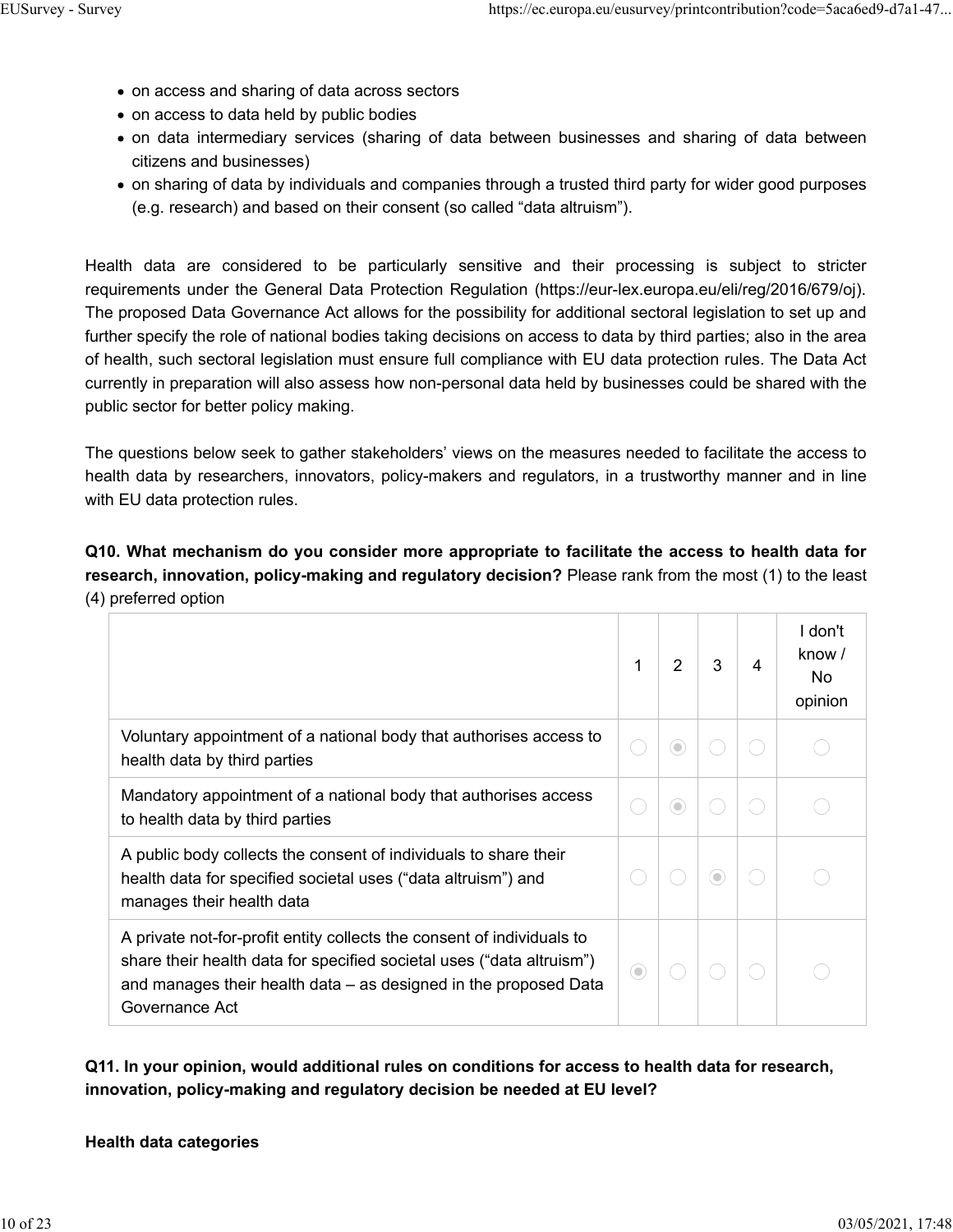- on access and sharing of data across sectors
- on access to data held by public bodies
- on data intermediary services (sharing of data between businesses and sharing of data between citizens and businesses)
- on sharing of data by individuals and companies through a trusted third party for wider good purposes (e.g. research) and based on their consent (so called "data altruism").

Health data are considered to be particularly sensitive and their processing is subject to stricter requirements under the General Data Protection Regulation (https://eur-lex.europa.eu/eli/reg/2016/679/oj). The proposed Data Governance Act allows for the possibility for additional sectoral legislation to set up and further specify the role of national bodies taking decisions on access to data by third parties; also in the area of health, such sectoral legislation must ensure full compliance with EU data protection rules. The Data Act currently in preparation will also assess how non-personal data held by businesses could be shared with the public sector for better policy making.

The questions below seek to gather stakeholders' views on the measures needed to facilitate the access to health data by researchers, innovators, policy-makers and regulators, in a trustworthy manner and in line with EU data protection rules.

**Q10. What mechanism do you consider more appropriate to facilitate the access to health data for research, innovation, policy-making and regulatory decision?** Please rank from the most (1) to the least (4) preferred option

| | 1 | 2 | 3 | 4 | I don't know / No opinion |
|---|---|---|---|---|---|
| Voluntary appointment of a national body that authorises access to health data by third parties | ○ | ◉ | ○ | ○ | ○ |
| Mandatory appointment of a national body that authorises access to health data by third parties | ○ | ◉ | ○ | ○ | ○ |
| A public body collects the consent of individuals to share their health data for specified societal uses ("data altruism") and manages their health data | ○ | ○ | ◉ | ○ | ○ |
| A private not-for-profit entity collects the consent of individuals to share their health data for specified societal uses ("data altruism") and manages their health data – as designed in the proposed Data Governance Act | ◉ | ○ | ○ | ○ | ○ |

**Q11. In your opinion, would additional rules on conditions for access to health data for research, innovation, policy-making and regulatory decision be needed at EU level?**

**Health data categories**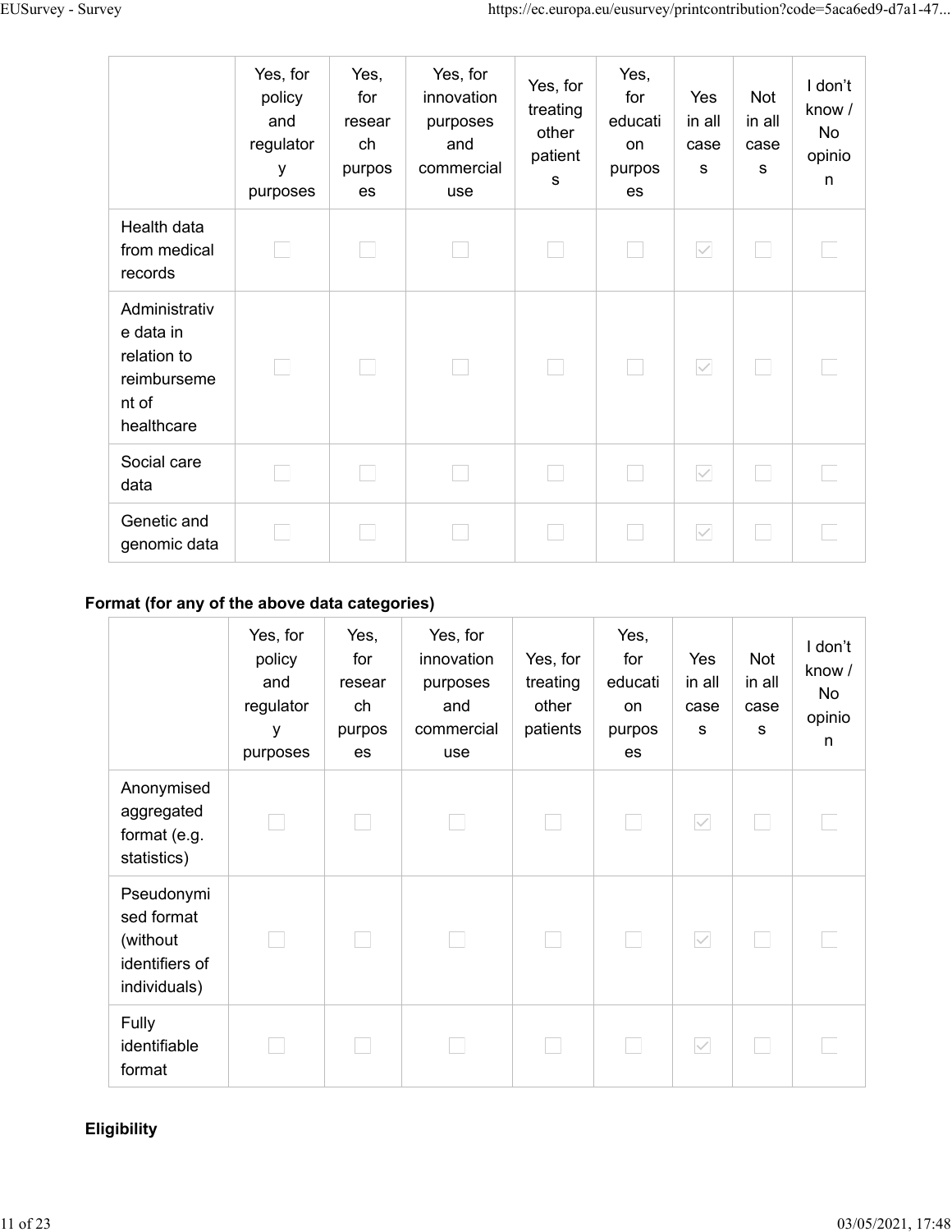| | Yes, for policy and regulatory purposes | Yes, for research purposes | Yes, for innovation purposes and commercial use | Yes, for treating other patients | Yes, for education purposes | Yes in all cases | Not in all cases | I don't know / No opinion |
|---|---|---|---|---|---|---|---|---|
| Health data from medical records | | | | | | ☑ | | |
| Administrative data in relation to reimbursement of healthcare | | | | | | ☑ | | |
| Social care data | | | | | | ☑ | | |
| Genetic and genomic data | | | | | | ☑ | | |

**Format (for any of the above data categories)**

| | Yes, for policy and regulatory purposes | Yes, for research purposes | Yes, for innovation purposes and commercial use | Yes, for treating other patients | Yes, for education purposes | Yes in all cases | Not in all cases | I don't know / No opinion |
|---|---|---|---|---|---|---|---|---|
| Anonymised aggregated format (e.g. statistics) | | | | | | ☑ | | |
| Pseudonymised format (without identifiers of individuals) | | | | | | ☑ | | |
| Fully identifiable format | | | | | | ☑ | | |

**Eligibility**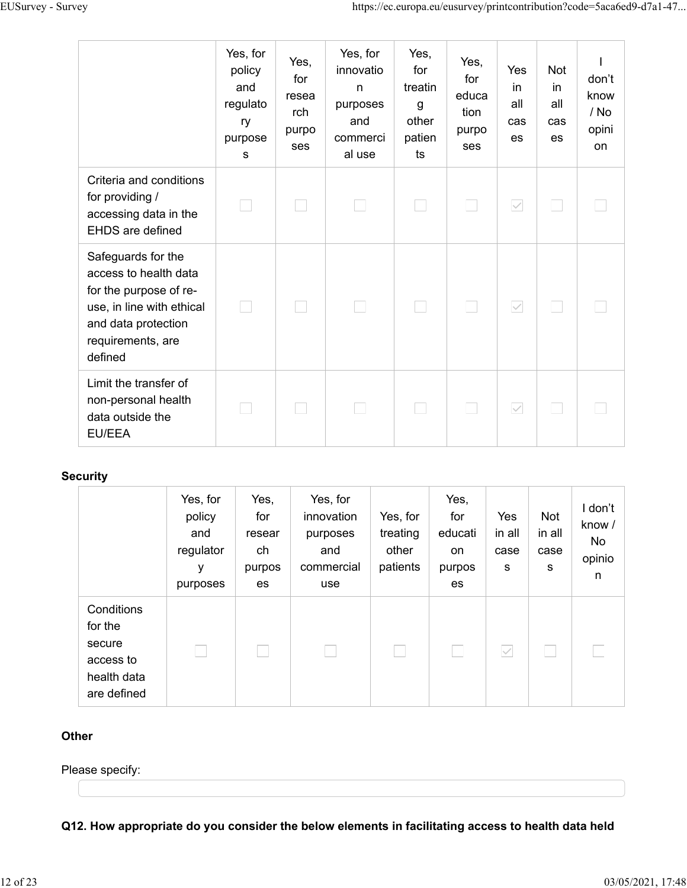| | Yes, for policy and regulatory purposes | Yes, for research purposes | Yes, for innovation purposes and commercial use | Yes, for treating other patients | Yes, for education purposes | Yes in all cases | Not in all cases | I don't know / No opinion |
|---|---|---|---|---|---|---|---|---|
| Criteria and conditions for providing / accessing data in the EHDS are defined | | | | | | ☑ | | |
| Safeguards for the access to health data for the purpose of re-use, in line with ethical and data protection requirements, are defined | | | | | | ☑ | | |
| Limit the transfer of non-personal health data outside the EU/EEA | | | | | | ☑ | | |

**Security**

| | Yes, for policy and regulatory purposes | Yes, for research purposes | Yes, for innovation purposes and commercial use | Yes, for treating other patients | Yes, for education purposes | Yes in all cases | Not in all cases | I don't know / No opinion |
|---|---|---|---|---|---|---|---|---|
| Conditions for the secure access to health data are defined | | | | | | ☑ | | |

**Other**

Please specify:

**Q12. How appropriate do you consider the below elements in facilitating access to health data held**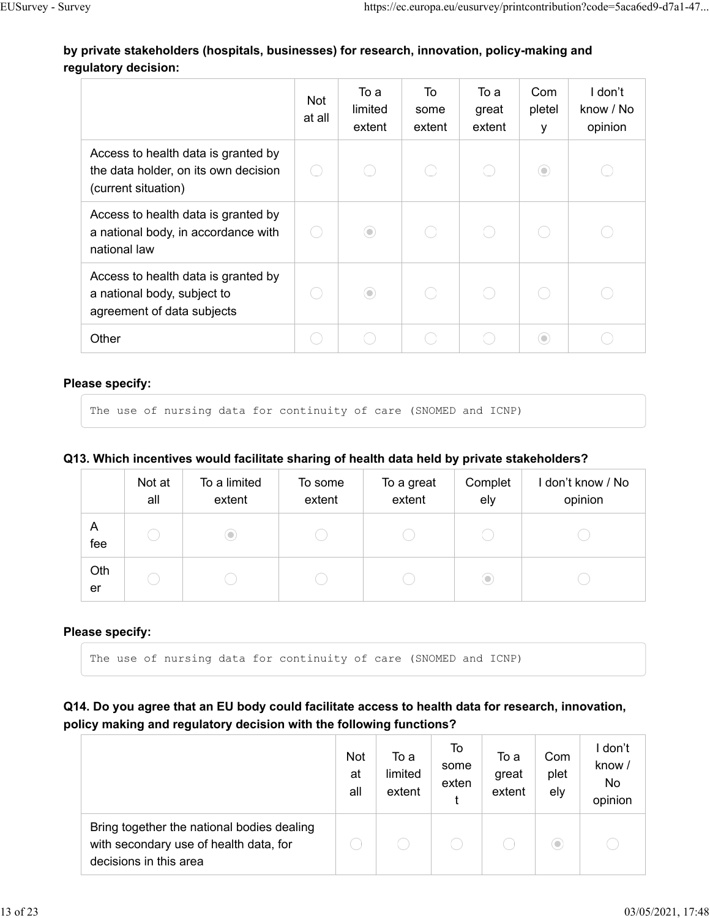**by private stakeholders (hospitals, businesses) for research, innovation, policy-making and regulatory decision:**

| | Not at all | To a limited extent | To some extent | To a great extent | Completely | I don't know / No opinion |
|---|---|---|---|---|---|---|
| Access to health data is granted by the data holder, on its own decision (current situation) | | | | | ◉ | |
| Access to health data is granted by a national body, in accordance with national law | | ◉ | | | | |
| Access to health data is granted by a national body, subject to agreement of data subjects | | ◉ | | | | |
| Other | | | | | ◉ | |

**Please specify:**

```
The use of nursing data for continuity of care (SNOMED and ICNP)
```

### Q13. Which incentives would facilitate sharing of health data held by private stakeholders?

| | Not at all | To a limited extent | To some extent | To a great extent | Completely | I don't know / No opinion |
|---|---|---|---|---|---|---|
| A fee | | ◉ | | | | |
| Other | | | | | ◉ | |

**Please specify:**

```
The use of nursing data for continuity of care (SNOMED and ICNP)
```

### Q14. Do you agree that an EU body could facilitate access to health data for research, innovation, policy making and regulatory decision with the following functions?

| | Not at all | To a limited extent | To some extent | To a great extent | Completely | I don't know / No opinion |
|---|---|---|---|---|---|---|
| Bring together the national bodies dealing with secondary use of health data, for decisions in this area | | | | | ◉ | |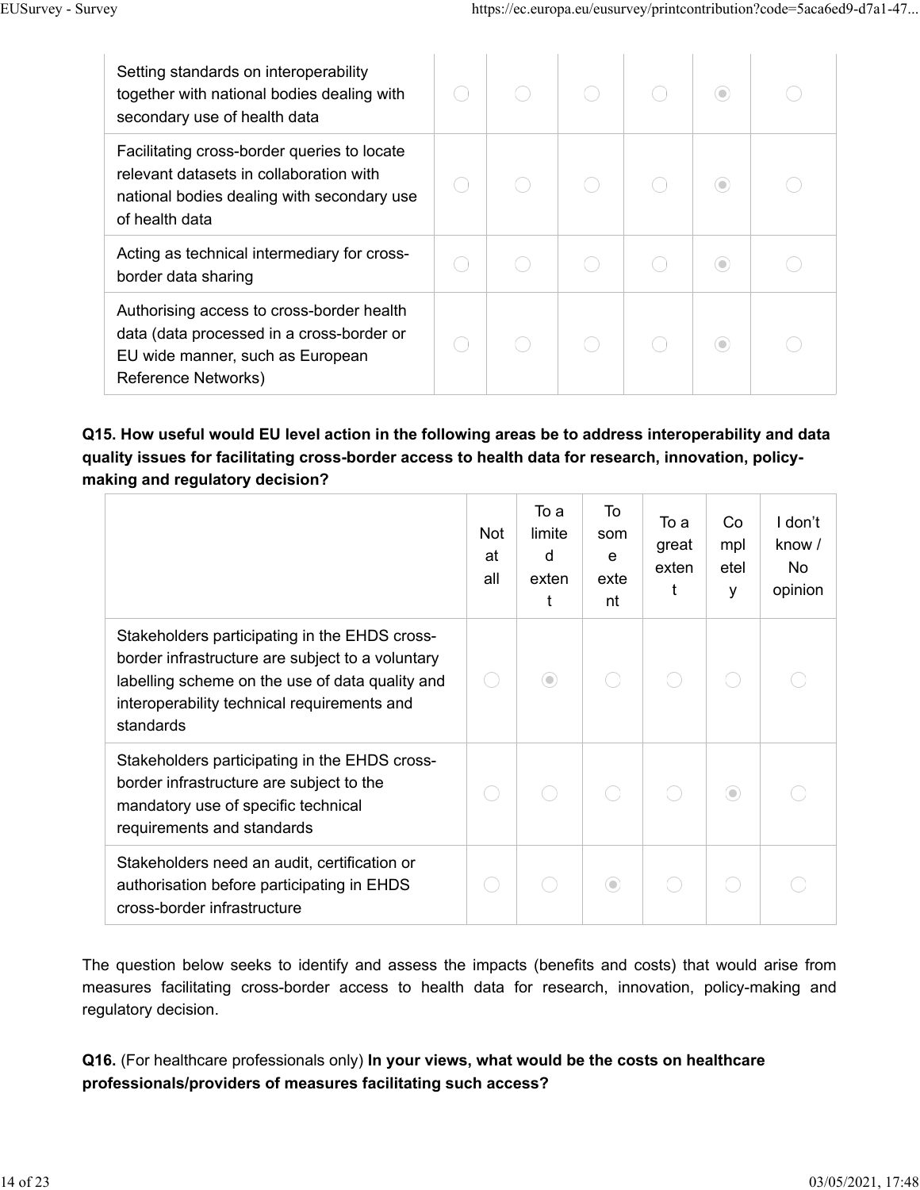| | | | | | | |
|---|---|---|---|---|---|---|
| Setting standards on interoperability together with national bodies dealing with secondary use of health data | ◯ | ◯ | ◯ | ◯ | ◉ | ◯ |
| Facilitating cross-border queries to locate relevant datasets in collaboration with national bodies dealing with secondary use of health data | ◯ | ◯ | ◯ | ◯ | ◉ | ◯ |
| Acting as technical intermediary for cross-border data sharing | ◯ | ◯ | ◯ | ◯ | ◉ | ◯ |
| Authorising access to cross-border health data (data processed in a cross-border or EU wide manner, such as European Reference Networks) | ◯ | ◯ | ◯ | ◯ | ◉ | ◯ |

**Q15. How useful would EU level action in the following areas be to address interoperability and data quality issues for facilitating cross-border access to health data for research, innovation, policy-making and regulatory decision?**

| | Not at all | To a limited extent | To some extent | To a great extent | Completely | I don't know / No opinion |
|---|---|---|---|---|---|---|
| Stakeholders participating in the EHDS cross-border infrastructure are subject to a voluntary labelling scheme on the use of data quality and interoperability technical requirements and standards | ◯ | ◉ | ◯ | ◯ | ◯ | ◯ |
| Stakeholders participating in the EHDS cross-border infrastructure are subject to the mandatory use of specific technical requirements and standards | ◯ | ◯ | ◯ | ◯ | ◉ | ◯ |
| Stakeholders need an audit, certification or authorisation before participating in EHDS cross-border infrastructure | ◯ | ◯ | ◉ | ◯ | ◯ | ◯ |

The question below seeks to identify and assess the impacts (benefits and costs) that would arise from measures facilitating cross-border access to health data for research, innovation, policy-making and regulatory decision.

**Q16.** (For healthcare professionals only) **In your views, what would be the costs on healthcare professionals/providers of measures facilitating such access?**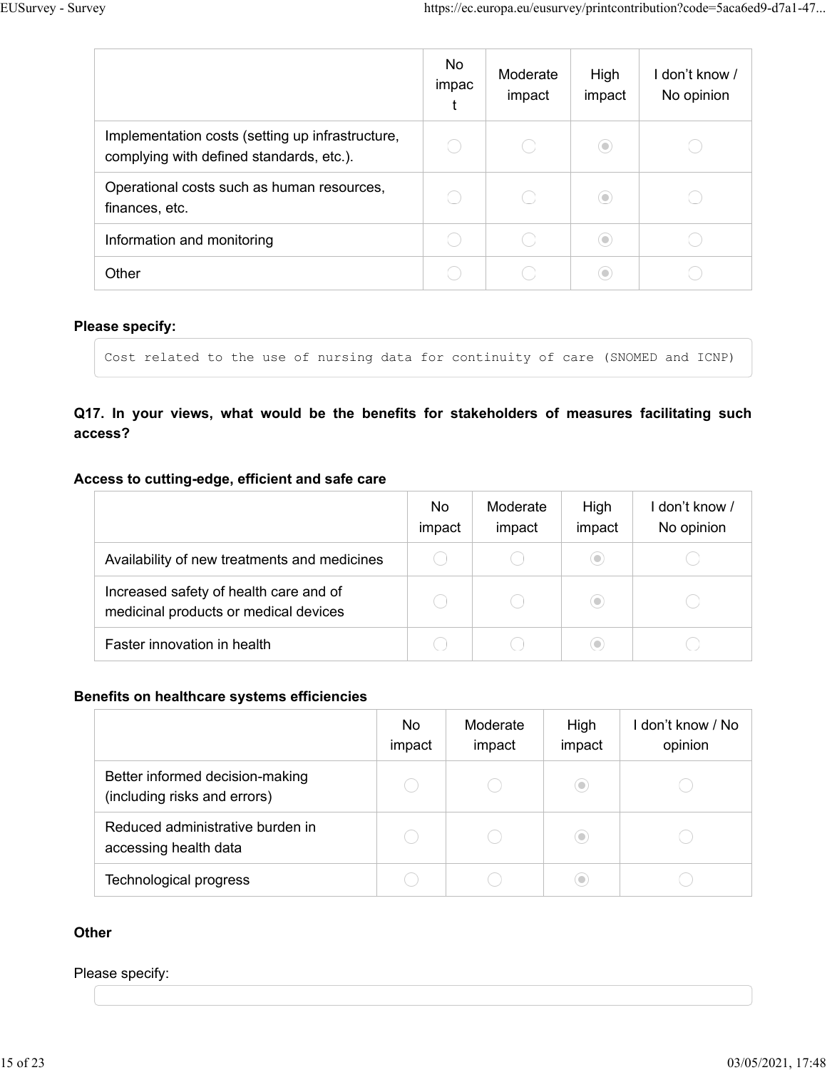| | No impact | Moderate impact | High impact | I don't know / No opinion |
|---|---|---|---|---|
| Implementation costs (setting up infrastructure, complying with defined standards, etc.). | | | ◉ | |
| Operational costs such as human resources, finances, etc. | | | ◉ | |
| Information and monitoring | | | ◉ | |
| Other | | | ◉ | |

**Please specify:**

```
Cost related to the use of nursing data for continuity of care (SNOMED and ICNP)
```

**Q17. In your views, what would be the benefits for stakeholders of measures facilitating such access?**

**Access to cutting-edge, efficient and safe care**

| | No impact | Moderate impact | High impact | I don't know / No opinion |
|---|---|---|---|---|
| Availability of new treatments and medicines | | | ◉ | |
| Increased safety of health care and of medicinal products or medical devices | | | ◉ | |
| Faster innovation in health | | | ◉ | |

**Benefits on healthcare systems efficiencies**

| | No impact | Moderate impact | High impact | I don't know / No opinion |
|---|---|---|---|---|
| Better informed decision-making (including risks and errors) | | | ◉ | |
| Reduced administrative burden in accessing health data | | | ◉ | |
| Technological progress | | | ◉ | |

**Other**

Please specify: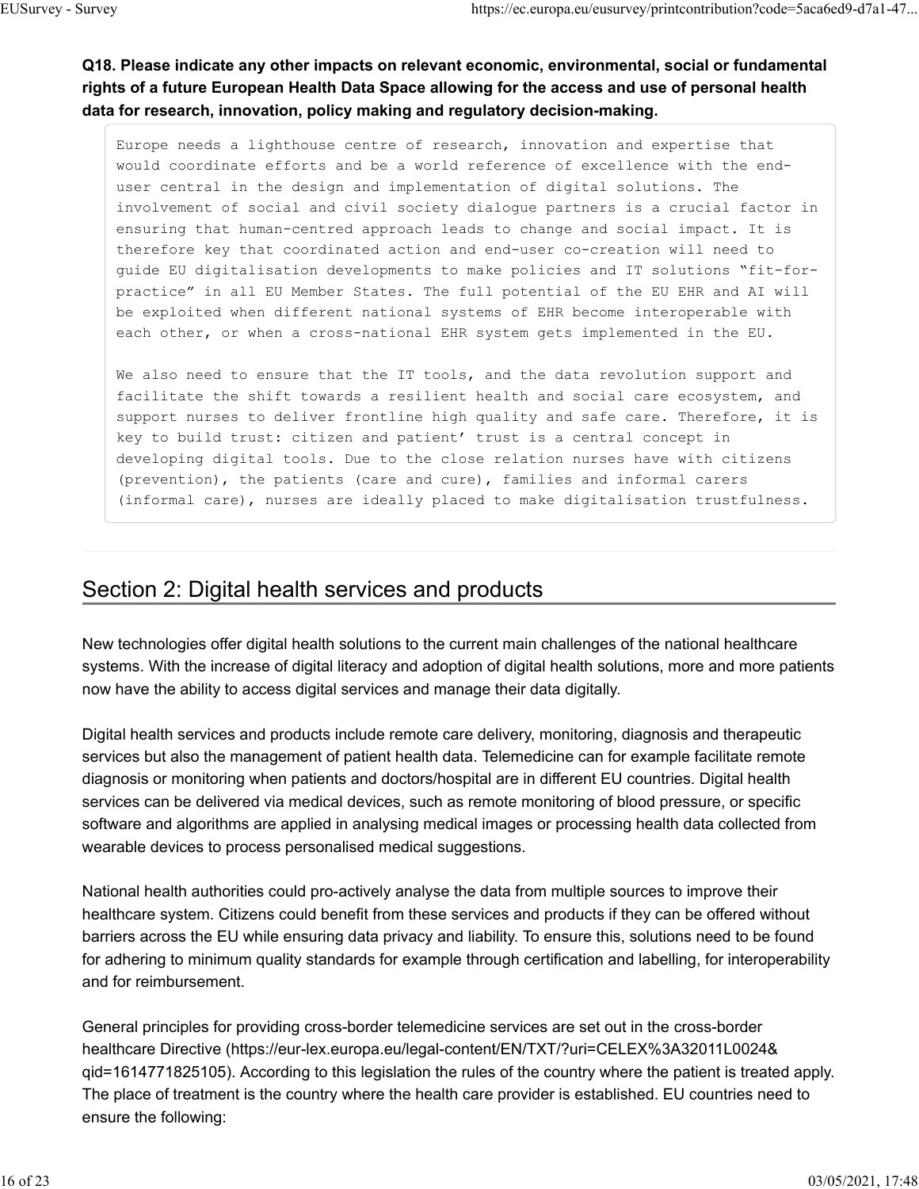**Q18. Please indicate any other impacts on relevant economic, environmental, social or fundamental rights of a future European Health Data Space allowing for the access and use of personal health data for research, innovation, policy making and regulatory decision-making.**

```
Europe needs a lighthouse centre of research, innovation and expertise that
would coordinate efforts and be a world reference of excellence with the end-
user central in the design and implementation of digital solutions. The
involvement of social and civil society dialogue partners is a crucial factor in
ensuring that human-centred approach leads to change and social impact. It is
therefore key that coordinated action and end-user co-creation will need to
guide EU digitalisation developments to make policies and IT solutions "fit-for-
practice" in all EU Member States. The full potential of the EU EHR and AI will
be exploited when different national systems of EHR become interoperable with
each other, or when a cross-national EHR system gets implemented in the EU.

We also need to ensure that the IT tools, and the data revolution support and
facilitate the shift towards a resilient health and social care ecosystem, and
support nurses to deliver frontline high quality and safe care. Therefore, it is
key to build trust: citizen and patient' trust is a central concept in
developing digital tools. Due to the close relation nurses have with citizens
(prevention), the patients (care and cure), families and informal carers
(informal care), nurses are ideally placed to make digitalisation trustfulness.
```

## Section 2: Digital health services and products

New technologies offer digital health solutions to the current main challenges of the national healthcare systems. With the increase of digital literacy and adoption of digital health solutions, more and more patients now have the ability to access digital services and manage their data digitally.

Digital health services and products include remote care delivery, monitoring, diagnosis and therapeutic services but also the management of patient health data. Telemedicine can for example facilitate remote diagnosis or monitoring when patients and doctors/hospital are in different EU countries. Digital health services can be delivered via medical devices, such as remote monitoring of blood pressure, or specific software and algorithms are applied in analysing medical images or processing health data collected from wearable devices to process personalised medical suggestions.

National health authorities could pro-actively analyse the data from multiple sources to improve their healthcare system. Citizens could benefit from these services and products if they can be offered without barriers across the EU while ensuring data privacy and liability. To ensure this, solutions need to be found for adhering to minimum quality standards for example through certification and labelling, for interoperability and for reimbursement.

General principles for providing cross-border telemedicine services are set out in the cross-border healthcare Directive (https://eur-lex.europa.eu/legal-content/EN/TXT/?uri=CELEX%3A32011L0024&qid=1614771825105). According to this legislation the rules of the country where the patient is treated apply. The place of treatment is the country where the health care provider is established. EU countries need to ensure the following: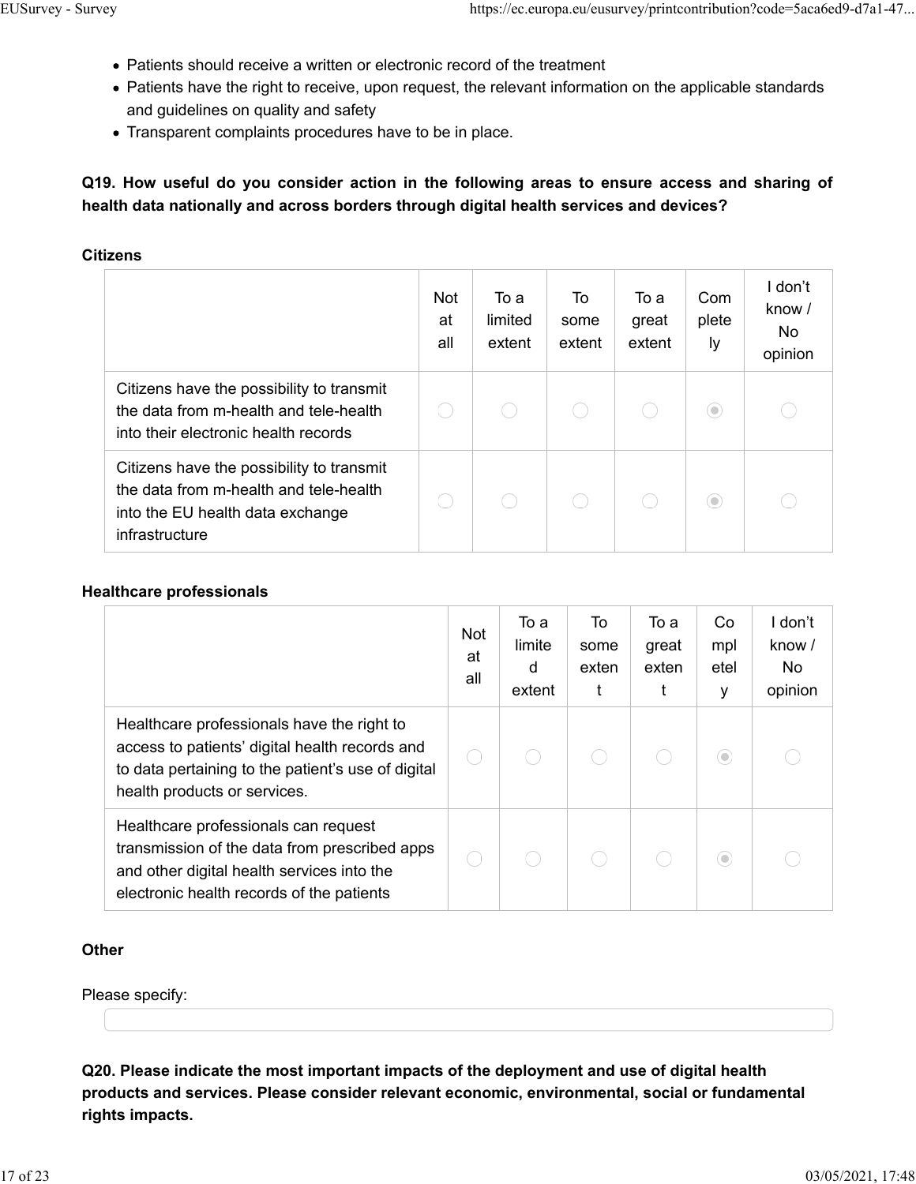- Patients should receive a written or electronic record of the treatment
- Patients have the right to receive, upon request, the relevant information on the applicable standards and guidelines on quality and safety
- Transparent complaints procedures have to be in place.

**Q19. How useful do you consider action in the following areas to ensure access and sharing of health data nationally and across borders through digital health services and devices?**

**Citizens**

| | Not at all | To a limited extent | To some extent | To a great extent | Completely | I don't know / No opinion |
|---|---|---|---|---|---|---|
| Citizens have the possibility to transmit the data from m-health and tele-health into their electronic health records | | | | | ◉ | |
| Citizens have the possibility to transmit the data from m-health and tele-health into the EU health data exchange infrastructure | | | | | ◉ | |

**Healthcare professionals**

| | Not at all | To a limited extent | To some extent | To a great extent | Completely | I don't know / No opinion |
|---|---|---|---|---|---|---|
| Healthcare professionals have the right to access to patients' digital health records and to data pertaining to the patient's use of digital health products or services. | | | | | ◉ | |
| Healthcare professionals can request transmission of the data from prescribed apps and other digital health services into the electronic health records of the patients | | | | | ◉ | |

**Other**

Please specify:

**Q20. Please indicate the most important impacts of the deployment and use of digital health products and services. Please consider relevant economic, environmental, social or fundamental rights impacts.**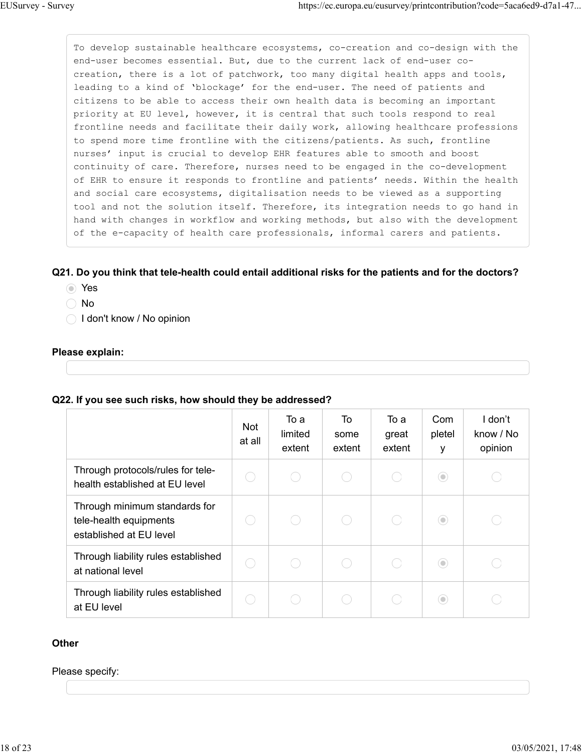```
To develop sustainable healthcare ecosystems, co-creation and co-design with the end-user becomes essential. But, due to the current lack of end-user co-creation, there is a lot of patchwork, too many digital health apps and tools, leading to a kind of 'blockage' for the end-user. The need of patients and citizens to be able to access their own health data is becoming an important priority at EU level, however, it is central that such tools respond to real frontline needs and facilitate their daily work, allowing healthcare professions to spend more time frontline with the citizens/patients. As such, frontline nurses' input is crucial to develop EHR features able to smooth and boost continuity of care. Therefore, nurses need to be engaged in the co-development of EHR to ensure it responds to frontline and patients' needs. Within the health and social care ecosystems, digitalisation needs to be viewed as a supporting tool and not the solution itself. Therefore, its integration needs to go hand in hand with changes in workflow and working methods, but also with the development of the e-capacity of health care professionals, informal carers and patients.
```

**Q21. Do you think that tele-health could entail additional risks for the patients and for the doctors?**

- (•) Yes
- ( ) No
- ( ) I don't know / No opinion

**Please explain:**

**Q22. If you see such risks, how should they be addressed?**

| | Not at all | To a limited extent | To some extent | To a great extent | Completely | I don't know / No opinion |
|---|---|---|---|---|---|---|
| Through protocols/rules for tele-health established at EU level | ( ) | ( ) | ( ) | ( ) | (•) | ( ) |
| Through minimum standards for tele-health equipments established at EU level | ( ) | ( ) | ( ) | ( ) | (•) | ( ) |
| Through liability rules established at national level | ( ) | ( ) | ( ) | ( ) | (•) | ( ) |
| Through liability rules established at EU level | ( ) | ( ) | ( ) | ( ) | (•) | ( ) |

**Other**

Please specify: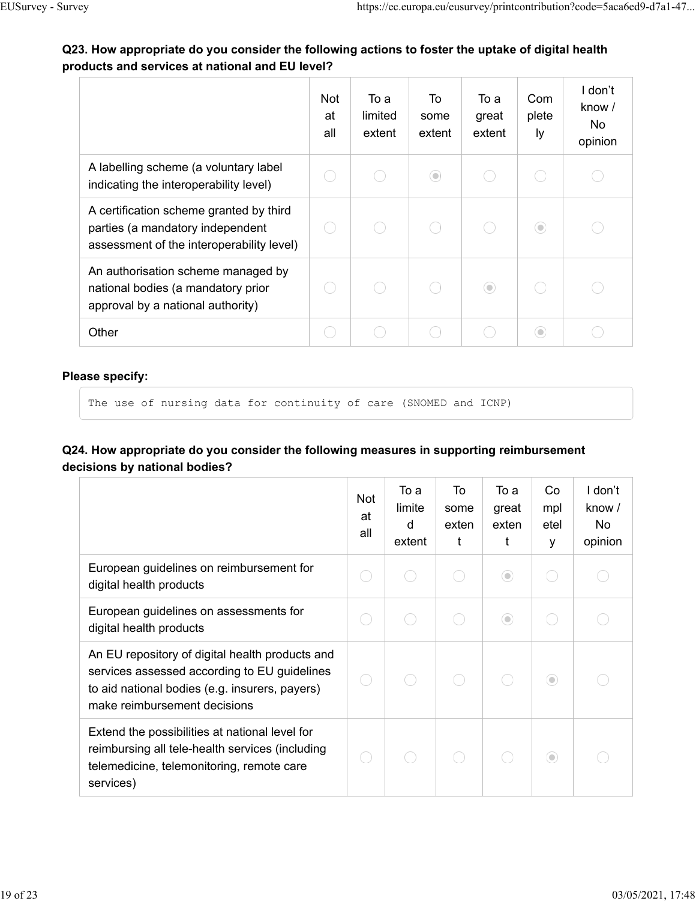**Q23. How appropriate do you consider the following actions to foster the uptake of digital health products and services at national and EU level?**

| | Not at all | To a limited extent | To some extent | To a great extent | Completely | I don't know / No opinion |
|---|---|---|---|---|---|---|
| A labelling scheme (a voluntary label indicating the interoperability level) | | | ◉ | | | |
| A certification scheme granted by third parties (a mandatory independent assessment of the interoperability level) | | | | | ◉ | |
| An authorisation scheme managed by national bodies (a mandatory prior approval by a national authority) | | | | ◉ | | |
| Other | | | | | ◉ | |

**Please specify:**

```
The use of nursing data for continuity of care (SNOMED and ICNP)
```

**Q24. How appropriate do you consider the following measures in supporting reimbursement decisions by national bodies?**

| | Not at all | To a limited extent | To some extent | To a great extent | Completely | I don't know / No opinion |
|---|---|---|---|---|---|---|
| European guidelines on reimbursement for digital health products | | | | ◉ | | |
| European guidelines on assessments for digital health products | | | | ◉ | | |
| An EU repository of digital health products and services assessed according to EU guidelines to aid national bodies (e.g. insurers, payers) make reimbursement decisions | | | | | ◉ | |
| Extend the possibilities at national level for reimbursing all tele-health services (including telemedicine, telemonitoring, remote care services) | | | | | ◉ | |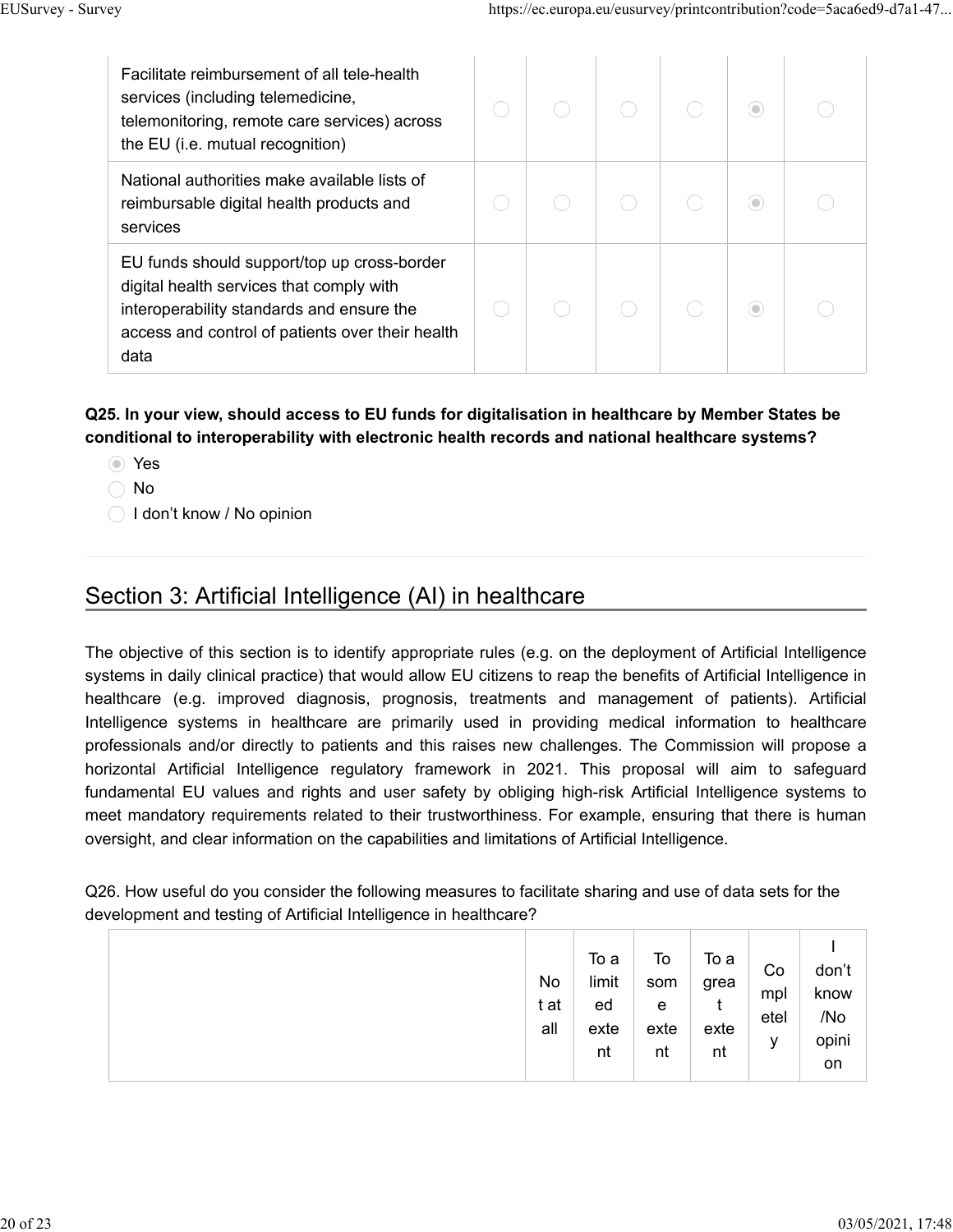| | | | | | | |
|---|---|---|---|---|---|---|
| Facilitate reimbursement of all tele-health services (including telemedicine, telemonitoring, remote care services) across the EU (i.e. mutual recognition) | ◯ | ◯ | ◯ | ◯ | ◉ | ◯ |
| National authorities make available lists of reimbursable digital health products and services | ◯ | ◯ | ◯ | ◯ | ◉ | ◯ |
| EU funds should support/top up cross-border digital health services that comply with interoperability standards and ensure the access and control of patients over their health data | ◯ | ◯ | ◯ | ◯ | ◉ | ◯ |

**Q25. In your view, should access to EU funds for digitalisation in healthcare by Member States be conditional to interoperability with electronic health records and national healthcare systems?**

- ◉ Yes
- ◯ No
- ◯ I don't know / No opinion

## Section 3: Artificial Intelligence (AI) in healthcare

The objective of this section is to identify appropriate rules (e.g. on the deployment of Artificial Intelligence systems in daily clinical practice) that would allow EU citizens to reap the benefits of Artificial Intelligence in healthcare (e.g. improved diagnosis, prognosis, treatments and management of patients). Artificial Intelligence systems in healthcare are primarily used in providing medical information to healthcare professionals and/or directly to patients and this raises new challenges. The Commission will propose a horizontal Artificial Intelligence regulatory framework in 2021. This proposal will aim to safeguard fundamental EU values and rights and user safety by obliging high-risk Artificial Intelligence systems to meet mandatory requirements related to their trustworthiness. For example, ensuring that there is human oversight, and clear information on the capabilities and limitations of Artificial Intelligence.

Q26. How useful do you consider the following measures to facilitate sharing and use of data sets for the development and testing of Artificial Intelligence in healthcare?

| | Not at all | To a limited extent | To some extent | To a great extent | Completely | I don't know/No opinion |
|---|---|---|---|---|---|---|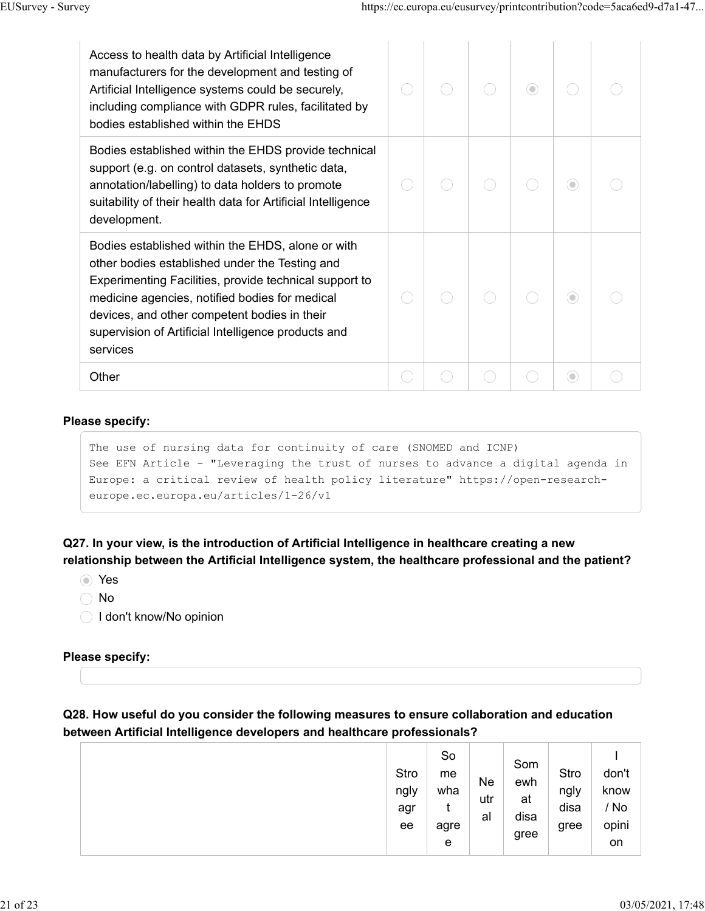| | | | | | | |
|---|---|---|---|---|---|---|
| Access to health data by Artificial Intelligence manufacturers for the development and testing of Artificial Intelligence systems could be securely, including compliance with GDPR rules, facilitated by bodies established within the EHDS | ◯ | ◯ | ◯ | ◉ | ◯ | ◯ |
| Bodies established within the EHDS provide technical support (e.g. on control datasets, synthetic data, annotation/labelling) to data holders to promote suitability of their health data for Artificial Intelligence development. | ◯ | ◯ | ◯ | ◯ | ◉ | ◯ |
| Bodies established within the EHDS, alone or with other bodies established under the Testing and Experimenting Facilities, provide technical support to medicine agencies, notified bodies for medical devices, and other competent bodies in their supervision of Artificial Intelligence products and services | ◯ | ◯ | ◯ | ◯ | ◉ | ◯ |
| Other | ◯ | ◯ | ◯ | ◯ | ◉ | ◯ |

**Please specify:**

```
The use of nursing data for continuity of care (SNOMED and ICNP)
See EFN Article - "Leveraging the trust of nurses to advance a digital agenda in
Europe: a critical review of health policy literature" https://open-research-
europe.ec.europa.eu/articles/1-26/v1
```

**Q27. In your view, is the introduction of Artificial Intelligence in healthcare creating a new relationship between the Artificial Intelligence system, the healthcare professional and the patient?**

- ◉ Yes
- ◯ No
- ◯ I don't know/No opinion

**Please specify:**

**Q28. How useful do you consider the following measures to ensure collaboration and education between Artificial Intelligence developers and healthcare professionals?**

| | Strongly agree | Somewhat agree | Neutral | Somewhat disagree | Strongly disagree | I don't know / No opinion |
|---|---|---|---|---|---|---|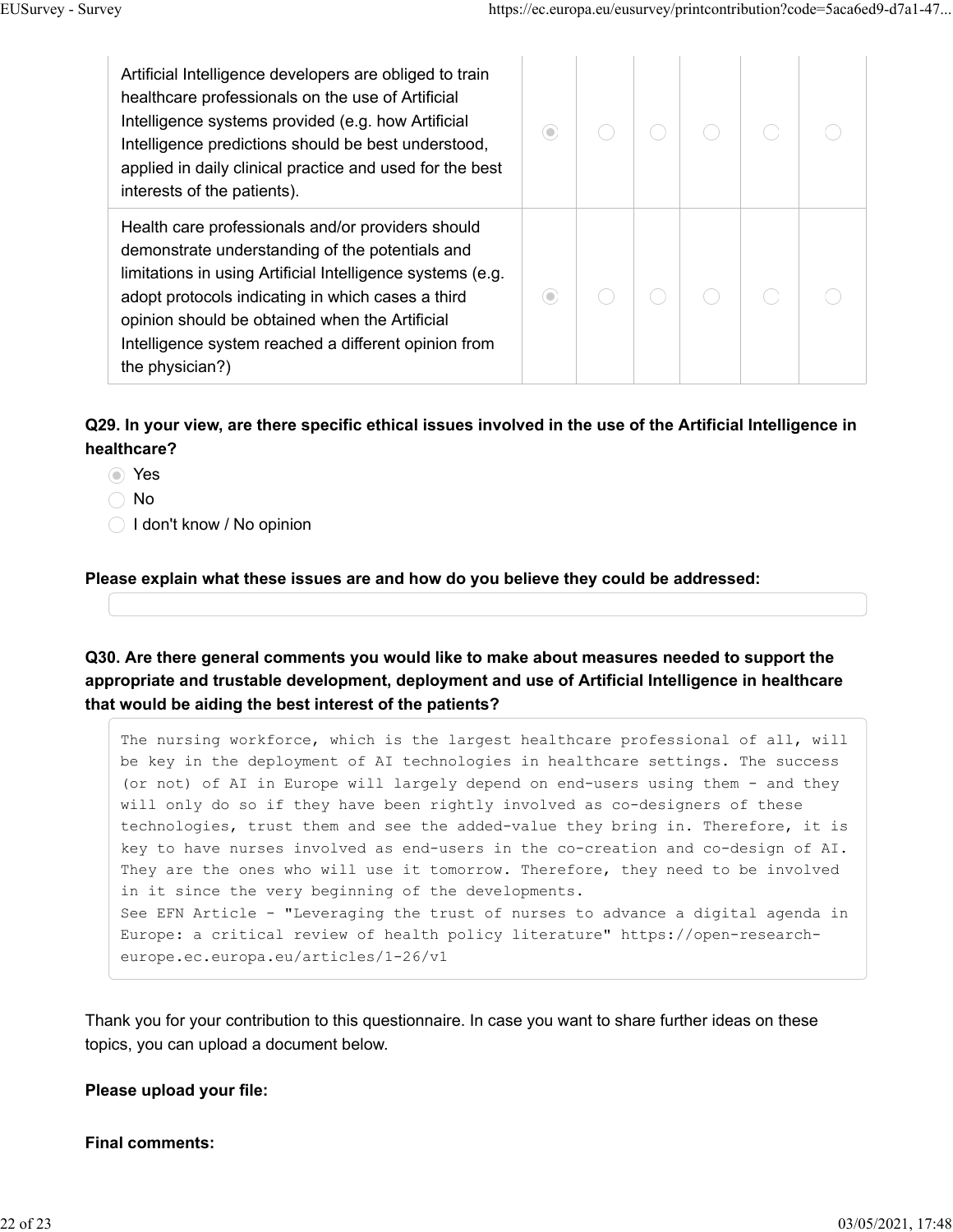| | | | | | | |
|---|---|---|---|---|---|---|
| Artificial Intelligence developers are obliged to train healthcare professionals on the use of Artificial Intelligence systems provided (e.g. how Artificial Intelligence predictions should be best understood, applied in daily clinical practice and used for the best interests of the patients). | ◉ | ◯ | ◯ | ◯ | ◯ | ◯ |
| Health care professionals and/or providers should demonstrate understanding of the potentials and limitations in using Artificial Intelligence systems (e.g. adopt protocols indicating in which cases a third opinion should be obtained when the Artificial Intelligence system reached a different opinion from the physician?) | ◉ | ◯ | ◯ | ◯ | ◯ | ◯ |

**Q29. In your view, are there specific ethical issues involved in the use of the Artificial Intelligence in healthcare?**

- ◉ Yes
- ◯ No
- ◯ I don't know / No opinion

**Please explain what these issues are and how do you believe they could be addressed:**

**Q30. Are there general comments you would like to make about measures needed to support the appropriate and trustable development, deployment and use of Artificial Intelligence in healthcare that would be aiding the best interest of the patients?**

The nursing workforce, which is the largest healthcare professional of all, will be key in the deployment of AI technologies in healthcare settings. The success (or not) of AI in Europe will largely depend on end-users using them - and they will only do so if they have been rightly involved as co-designers of these technologies, trust them and see the added-value they bring in. Therefore, it is key to have nurses involved as end-users in the co-creation and co-design of AI. They are the ones who will use it tomorrow. Therefore, they need to be involved in it since the very beginning of the developments.
See EFN Article - "Leveraging the trust of nurses to advance a digital agenda in Europe: a critical review of health policy literature" https://open-research-europe.ec.europa.eu/articles/1-26/v1

Thank you for your contribution to this questionnaire. In case you want to share further ideas on these topics, you can upload a document below.

**Please upload your file:**

**Final comments:**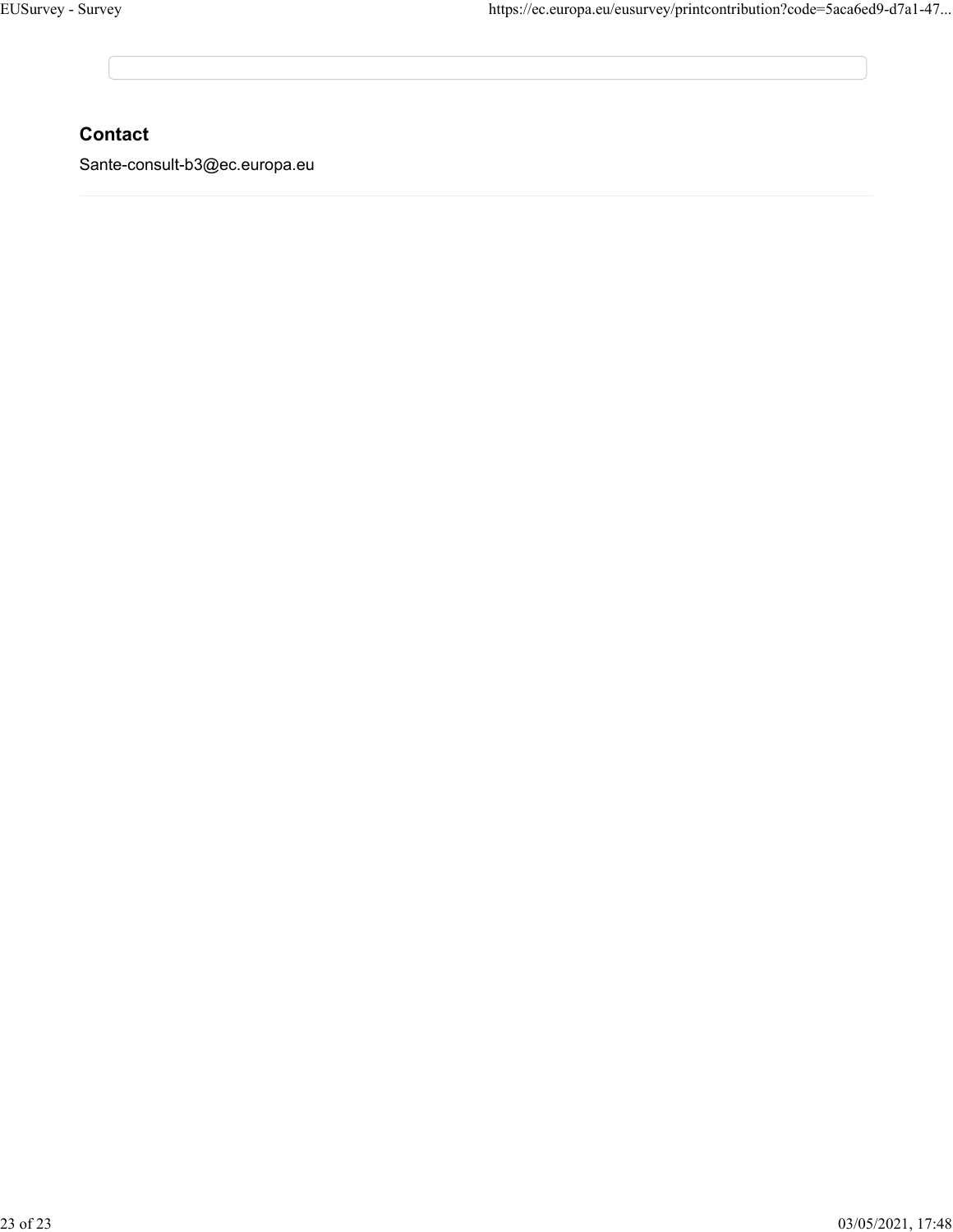## Contact

Sante-consult-b3@ec.europa.eu